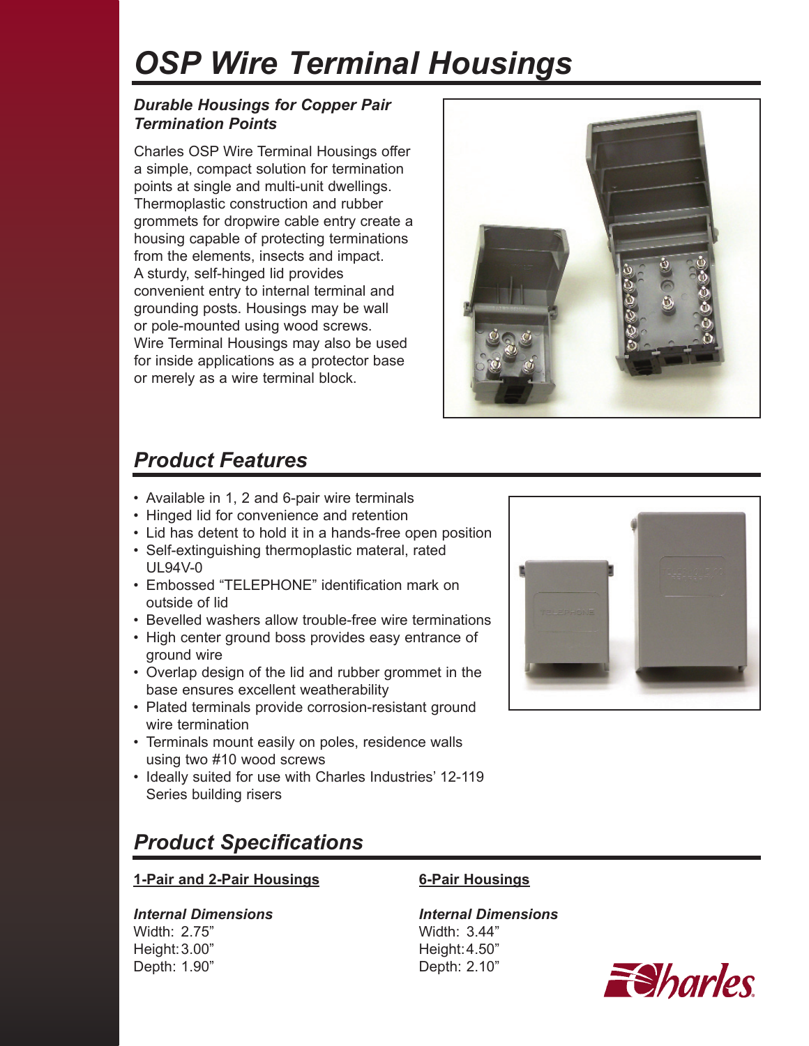# OSP Wire Terminal Housings

### *Durable Housings for Copper Pair Termination Points*

Charles OSP Wire Terminal Housings offer a simple, compact solution for termination points at single and multi-unit dwellings. Thermoplastic construction and rubber grommets for dropwire cable entry create a housing capable of protecting terminations from the elements, insects and impact. A sturdy, self-hinged lid provides convenient entry to internal terminal and grounding posts. Housings may be wall or pole-mounted using wood screws. Wire Terminal Housings may also be used for inside applications as a protector base or merely as a wire terminal block.

## *Product Features*

- Available in 1, 2 and 6-pair wire terminals
- Hinged lid for convenience and retention
- Lid has detent to hold it in a hands-free open position
- Self-extinguishing thermoplastic materal, rated UL94V-0
- Embossed "TELEPHONE" identification mark on outside of lid
- Bevelled washers allow trouble-free wire terminations
- High center ground boss provides easy entrance of ground wire
- Overlap design of the lid and rubber grommet in the base ensures excellent weatherability
- Plated terminals provide corrosion-resistant ground wire termination
- Terminals mount easily on poles, residence walls using two #10 wood screws
- Ideally suited for use with Charles Industries' 12-119 Series building risers

## *Product Specifications*

**1-Pair and 2-Pair Housings**

*Internal Dimensions*
Width: 2.75"
Height: 3.00"
Depth: 1.90"

**6-Pair Housings**

*Internal Dimensions*
Width: 3.44"
Height: 4.50"
Depth: 2.10"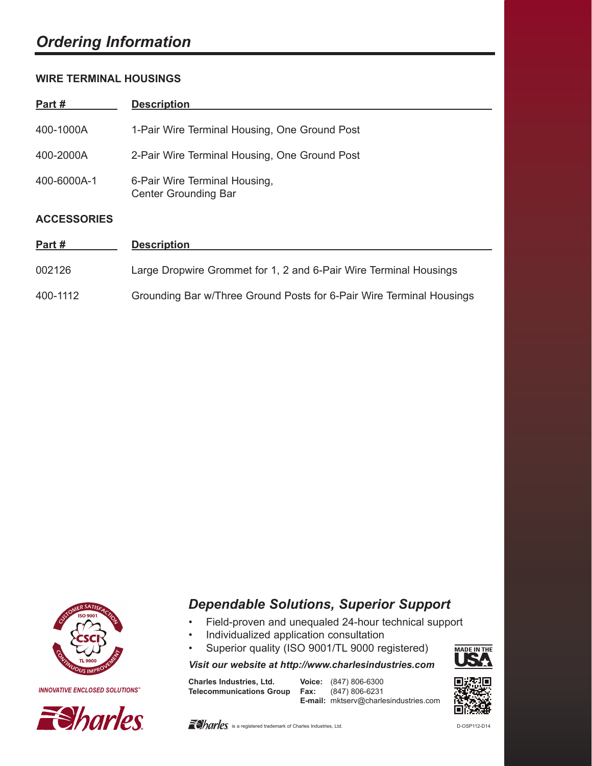## *Ordering Information*

### WIRE TERMINAL HOUSINGS

| Part # | Description |
|---|---|
| 400-1000A | 1-Pair Wire Terminal Housing, One Ground Post |
| 400-2000A | 2-Pair Wire Terminal Housing, One Ground Post |
| 400-6000A-1 | 6-Pair Wire Terminal Housing, Center Grounding Bar |

### ACCESSORIES

| Part # | Description |
|---|---|
| 002126 | Large Dropwire Grommet for 1, 2 and 6-Pair Wire Terminal Housings |
| 400-1112 | Grounding Bar w/Three Ground Posts for 6-Pair Wire Terminal Housings |

CUSTOMER SATISFACTION ISO 9001 CSCI TL 9000 CONTINUOUS IMPROVEMENT

*INNOVATIVE ENCLOSED SOLUTIONS™*

Charles

## *Dependable Solutions, Superior Support*

- Field-proven and unequaled 24-hour technical support
- Individualized application consultation
- Superior quality (ISO 9001/TL 9000 registered)

***Visit our website at http://www.charlesindustries.com***

MADE IN THE USA

**Charles Industries, Ltd.**
**Telecommunications Group**

**Voice:** (847) 806-6300
**Fax:** (847) 806-6231
**E-mail:** mktserv@charlesindustries.com

Charles is a registered trademark of Charles Industries, Ltd.

D-OSP112-D14